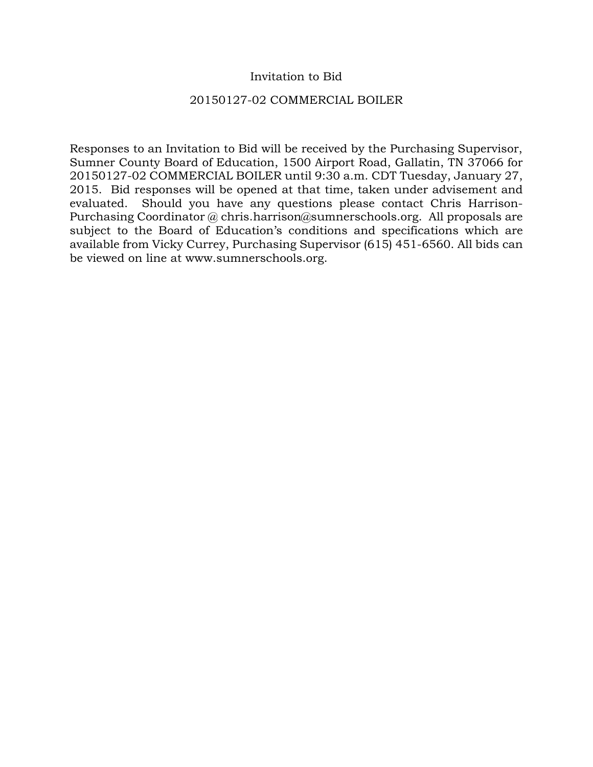# Invitation to Bid

## 20150127-02 COMMERCIAL BOILER

Responses to an Invitation to Bid will be received by the Purchasing Supervisor, Sumner County Board of Education, 1500 Airport Road, Gallatin, TN 37066 for 20150127-02 COMMERCIAL BOILER until 9:30 a.m. CDT Tuesday, January 27, 2015. Bid responses will be opened at that time, taken under advisement and evaluated. Should you have any questions please contact Chris Harrison-Purchasing Coordinator @ chris.harrison@sumnerschools.org. All proposals are subject to the Board of Education's conditions and specifications which are available from Vicky Currey, Purchasing Supervisor (615) 451-6560. All bids can be viewed on line at www.sumnerschools.org.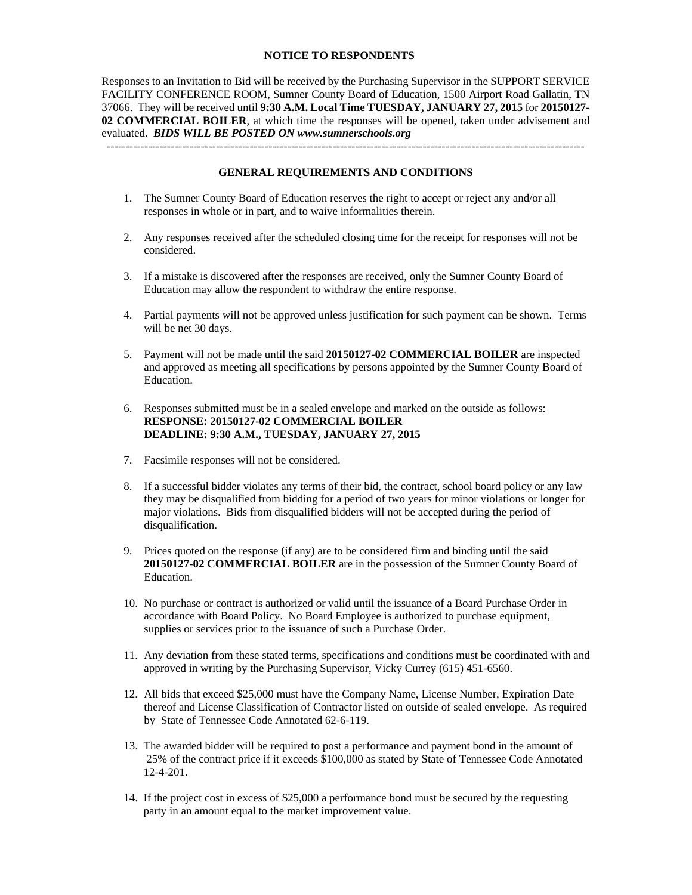## NOTICE TO RESPONDENTS

Responses to an Invitation to Bid will be received by the Purchasing Supervisor in the SUPPORT SERVICE FACILITY CONFERENCE ROOM, Sumner County Board of Education, 1500 Airport Road Gallatin, TN 37066. They will be received until **9:30 A.M. Local Time TUESDAY, JANUARY 27, 2015** for **20150127-02 COMMERCIAL BOILER**, at which time the responses will be opened, taken under advisement and evaluated. ***BIDS WILL BE POSTED ON www.sumnerschools.org***

---

## GENERAL REQUIREMENTS AND CONDITIONS

1. The Sumner County Board of Education reserves the right to accept or reject any and/or all responses in whole or in part, and to waive informalities therein.

2. Any responses received after the scheduled closing time for the receipt for responses will not be considered.

3. If a mistake is discovered after the responses are received, only the Sumner County Board of Education may allow the respondent to withdraw the entire response.

4. Partial payments will not be approved unless justification for such payment can be shown. Terms will be net 30 days.

5. Payment will not be made until the said **20150127-02 COMMERCIAL BOILER** are inspected and approved as meeting all specifications by persons appointed by the Sumner County Board of Education.

6. Responses submitted must be in a sealed envelope and marked on the outside as follows:
   **RESPONSE: 20150127-02 COMMERCIAL BOILER**
   **DEADLINE: 9:30 A.M., TUESDAY, JANUARY 27, 2015**

7. Facsimile responses will not be considered.

8. If a successful bidder violates any terms of their bid, the contract, school board policy or any law they may be disqualified from bidding for a period of two years for minor violations or longer for major violations. Bids from disqualified bidders will not be accepted during the period of disqualification.

9. Prices quoted on the response (if any) are to be considered firm and binding until the said **20150127-02 COMMERCIAL BOILER** are in the possession of the Sumner County Board of Education.

10. No purchase or contract is authorized or valid until the issuance of a Board Purchase Order in accordance with Board Policy. No Board Employee is authorized to purchase equipment, supplies or services prior to the issuance of such a Purchase Order.

11. Any deviation from these stated terms, specifications and conditions must be coordinated with and approved in writing by the Purchasing Supervisor, Vicky Currey (615) 451-6560.

12. All bids that exceed $25,000 must have the Company Name, License Number, Expiration Date thereof and License Classification of Contractor listed on outside of sealed envelope. As required by State of Tennessee Code Annotated 62-6-119.

13. The awarded bidder will be required to post a performance and payment bond in the amount of 25% of the contract price if it exceeds $100,000 as stated by State of Tennessee Code Annotated 12-4-201.

14. If the project cost in excess of $25,000 a performance bond must be secured by the requesting party in an amount equal to the market improvement value.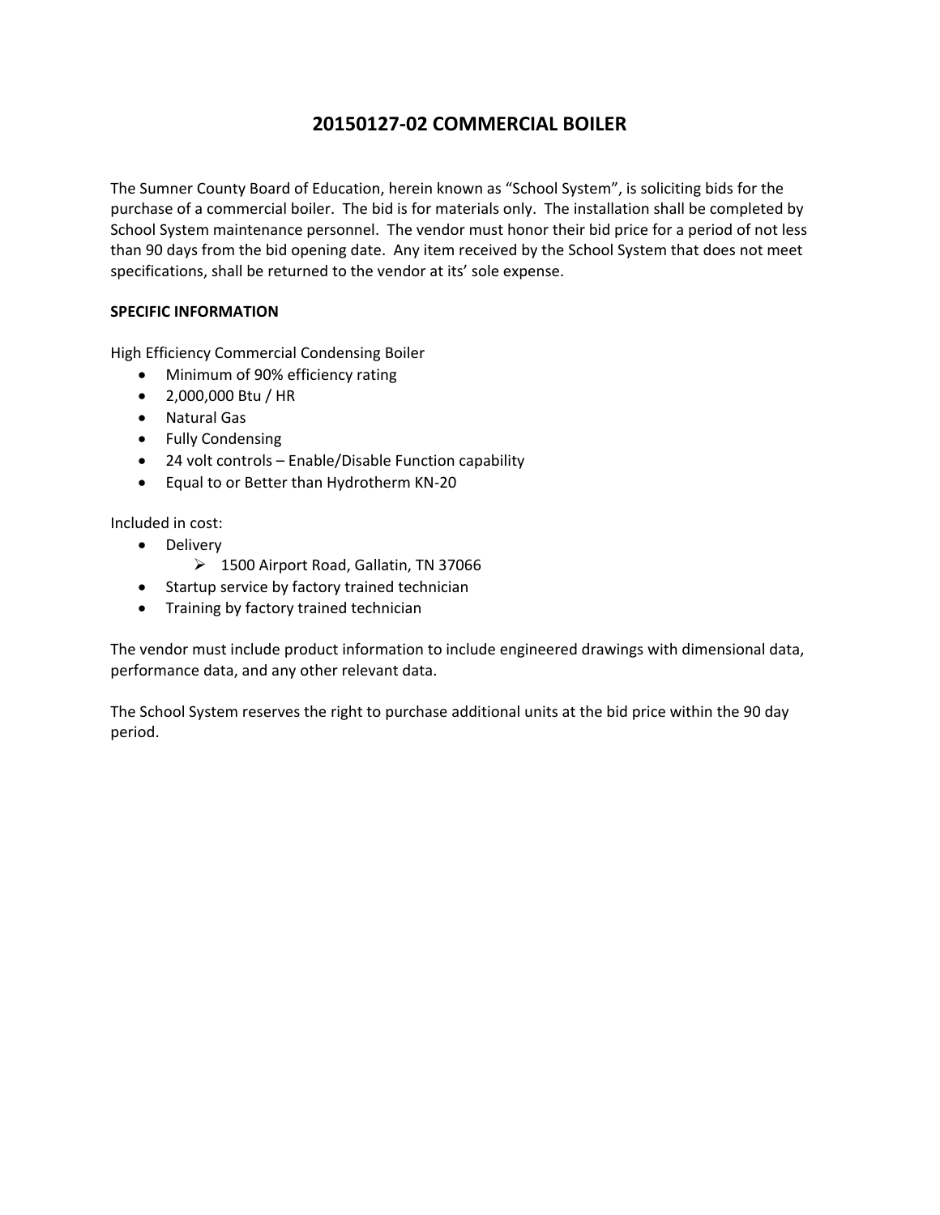# 20150127-02 COMMERCIAL BOILER

The Sumner County Board of Education, herein known as "School System", is soliciting bids for the purchase of a commercial boiler. The bid is for materials only. The installation shall be completed by School System maintenance personnel. The vendor must honor their bid price for a period of not less than 90 days from the bid opening date. Any item received by the School System that does not meet specifications, shall be returned to the vendor at its' sole expense.

**SPECIFIC INFORMATION**

High Efficiency Commercial Condensing Boiler

- Minimum of 90% efficiency rating
- 2,000,000 Btu / HR
- Natural Gas
- Fully Condensing
- 24 volt controls – Enable/Disable Function capability
- Equal to or Better than Hydrotherm KN-20

Included in cost:

- Delivery
    - 1500 Airport Road, Gallatin, TN 37066
- Startup service by factory trained technician
- Training by factory trained technician

The vendor must include product information to include engineered drawings with dimensional data, performance data, and any other relevant data.

The School System reserves the right to purchase additional units at the bid price within the 90 day period.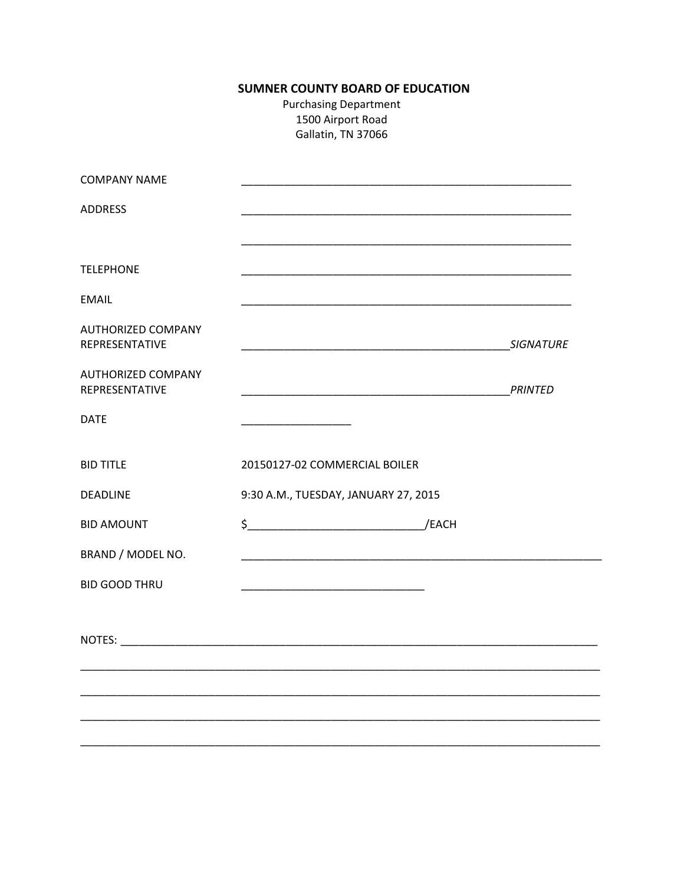**SUMNER COUNTY BOARD OF EDUCATION**

Purchasing Department
1500 Airport Road
Gallatin, TN 37066

COMPANY NAME ________________________________________________________

ADDRESS ________________________________________________________

________________________________________________________

TELEPHONE ________________________________________________________

EMAIL ________________________________________________________

AUTHORIZED COMPANY REPRESENTATIVE ______________________________________________*SIGNATURE*

AUTHORIZED COMPANY REPRESENTATIVE ______________________________________________*PRINTED*

DATE __________________

BID TITLE 20150127-02 COMMERCIAL BOILER

DEADLINE 9:30 A.M., TUESDAY, JANUARY 27, 2015

BID AMOUNT $____________________________/EACH

BRAND / MODEL NO. ____________________________________________________________

BID GOOD THRU ______________________________

NOTES: ________________________________________________________________________________

________________________________________________________________________________________

________________________________________________________________________________________

________________________________________________________________________________________

________________________________________________________________________________________